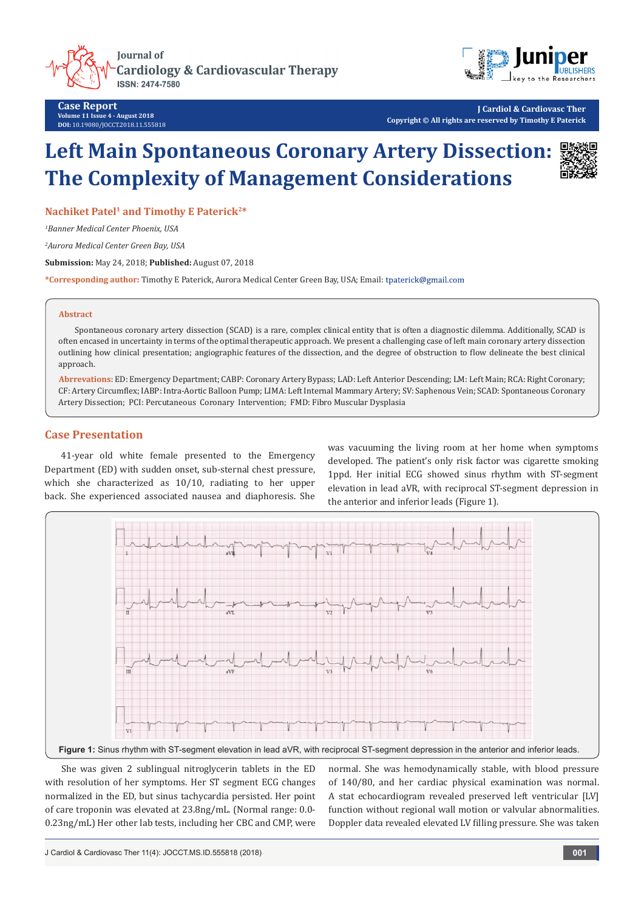# Left Main Spontaneous Coronary Artery Dissection: The Complexity of Management Considerations

**Nachiket Patel[1] and Timothy E Paterick[2]***

*[1]Banner Medical Center Phoenix, USA*

*[2]Aurora Medical Center Green Bay, USA*

**Submission:** May 24, 2018; **Published:** August 07, 2018

***Corresponding author:** Timothy E Paterick, Aurora Medical Center Green Bay, USA; Email: tpaterick@gmail.com

## Abstract

Spontaneous coronary artery dissection (SCAD) is a rare, complex clinical entity that is often a diagnostic dilemma. Additionally, SCAD is often encased in uncertainty in terms of the optimal therapeutic approach. We present a challenging case of left main coronary artery dissection outlining how clinical presentation; angiographic features of the dissection, and the degree of obstruction to flow delineate the best clinical approach.

**Abrrevations:** ED: Emergency Department; CABP: Coronary Artery Bypass; LAD: Left Anterior Descending; LM: Left Main; RCA: Right Coronary; CF: Artery Circumflex; IABP: Intra-Aortic Balloon Pump; LIMA: Left Internal Mammary Artery; SV: Saphenous Vein; SCAD: Spontaneous Coronary Artery Dissection; PCI: Percutaneous Coronary Intervention; FMD: Fibro Muscular Dysplasia

## Case Presentation

41-year old white female presented to the Emergency Department (ED) with sudden onset, sub-sternal chest pressure, which she characterized as 10/10, radiating to her upper back. She experienced associated nausea and diaphoresis. She was vacuuming the living room at her home when symptoms developed. The patient's only risk factor was cigarette smoking 1ppd. Her initial ECG showed sinus rhythm with ST-segment elevation in lead aVR, with reciprocal ST-segment depression in the anterior and inferior leads (Figure 1).

**Figure 1:** Sinus rhythm with ST-segment elevation in lead aVR, with reciprocal ST-segment depression in the anterior and inferior leads.

She was given 2 sublingual nitroglycerin tablets in the ED with resolution of her symptoms. Her ST segment ECG changes normalized in the ED, but sinus tachycardia persisted. Her point of care troponin was elevated at 23.8ng/mL. (Normal range: 0.0-0.23ng/mL) Her other lab tests, including her CBC and CMP, were normal. She was hemodynamically stable, with blood pressure of 140/80, and her cardiac physical examination was normal. A stat echocardiogram revealed preserved left ventricular [LV] function without regional wall motion or valvular abnormalities. Doppler data revealed elevated LV filling pressure. She was taken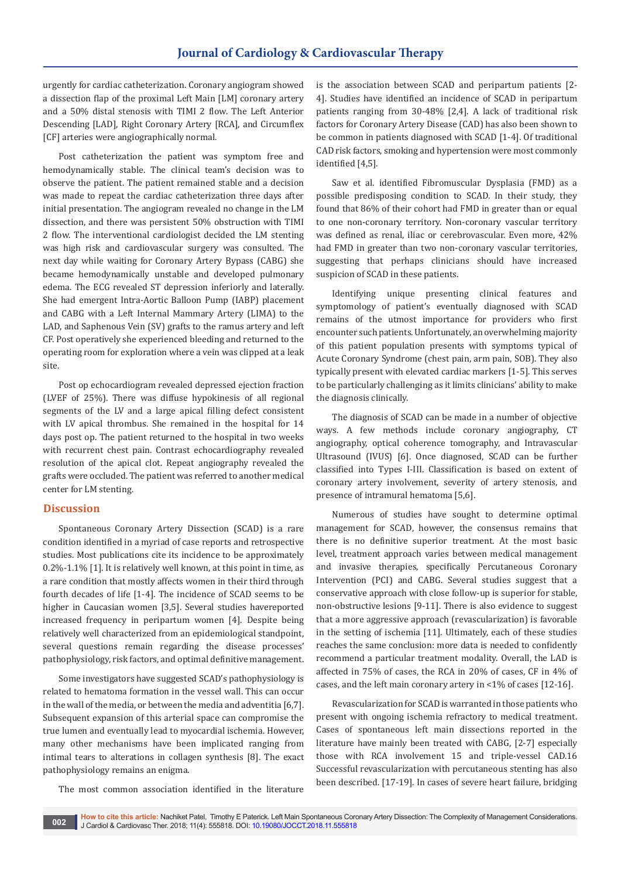urgently for cardiac catheterization. Coronary angiogram showed a dissection flap of the proximal Left Main [LM] coronary artery and a 50% distal stenosis with TIMI 2 flow. The Left Anterior Descending [LAD], Right Coronary Artery [RCA], and Circumflex [CF] arteries were angiographically normal.

Post catheterization the patient was symptom free and hemodynamically stable. The clinical team's decision was to observe the patient. The patient remained stable and a decision was made to repeat the cardiac catheterization three days after initial presentation. The angiogram revealed no change in the LM dissection, and there was persistent 50% obstruction with TIMI 2 flow. The interventional cardiologist decided the LM stenting was high risk and cardiovascular surgery was consulted. The next day while waiting for Coronary Artery Bypass (CABG) she became hemodynamically unstable and developed pulmonary edema. The ECG revealed ST depression inferiorly and laterally. She had emergent Intra-Aortic Balloon Pump (IABP) placement and CABG with a Left Internal Mammary Artery (LIMA) to the LAD, and Saphenous Vein (SV) grafts to the ramus artery and left CF. Post operatively she experienced bleeding and returned to the operating room for exploration where a vein was clipped at a leak site.

Post op echocardiogram revealed depressed ejection fraction (LVEF of 25%). There was diffuse hypokinesis of all regional segments of the LV and a large apical filling defect consistent with LV apical thrombus. She remained in the hospital for 14 days post op. The patient returned to the hospital in two weeks with recurrent chest pain. Contrast echocardiography revealed resolution of the apical clot. Repeat angiography revealed the grafts were occluded. The patient was referred to another medical center for LM stenting.

## Discussion

Spontaneous Coronary Artery Dissection (SCAD) is a rare condition identified in a myriad of case reports and retrospective studies. Most publications cite its incidence to be approximately 0.2%-1.1% [1]. It is relatively well known, at this point in time, as a rare condition that mostly affects women in their third through fourth decades of life [1-4]. The incidence of SCAD seems to be higher in Caucasian women [3,5]. Several studies havereported increased frequency in peripartum women [4]. Despite being relatively well characterized from an epidemiological standpoint, several questions remain regarding the disease processes' pathophysiology, risk factors, and optimal definitive management.

Some investigators have suggested SCAD's pathophysiology is related to hematoma formation in the vessel wall. This can occur in the wall of the media, or between the media and adventitia [6,7]. Subsequent expansion of this arterial space can compromise the true lumen and eventually lead to myocardial ischemia. However, many other mechanisms have been implicated ranging from intimal tears to alterations in collagen synthesis [8]. The exact pathophysiology remains an enigma.

The most common association identified in the literature is the association between SCAD and peripartum patients [2-4]. Studies have identified an incidence of SCAD in peripartum patients ranging from 30-48% [2,4]. A lack of traditional risk factors for Coronary Artery Disease (CAD) has also been shown to be common in patients diagnosed with SCAD [1-4]. Of traditional CAD risk factors, smoking and hypertension were most commonly identified [4,5].

Saw et al. identified Fibromuscular Dysplasia (FMD) as a possible predisposing condition to SCAD. In their study, they found that 86% of their cohort had FMD in greater than or equal to one non-coronary territory. Non-coronary vascular territory was defined as renal, iliac or cerebrovascular. Even more, 42% had FMD in greater than two non-coronary vascular territories, suggesting that perhaps clinicians should have increased suspicion of SCAD in these patients.

Identifying unique presenting clinical features and symptomology of patient's eventually diagnosed with SCAD remains of the utmost importance for providers who first encounter such patients. Unfortunately, an overwhelming majority of this patient population presents with symptoms typical of Acute Coronary Syndrome (chest pain, arm pain, SOB). They also typically present with elevated cardiac markers [1-5]. This serves to be particularly challenging as it limits clinicians' ability to make the diagnosis clinically.

The diagnosis of SCAD can be made in a number of objective ways. A few methods include coronary angiography, CT angiography, optical coherence tomography, and Intravascular Ultrasound (IVUS) [6]. Once diagnosed, SCAD can be further classified into Types I-III. Classification is based on extent of coronary artery involvement, severity of artery stenosis, and presence of intramural hematoma [5,6].

Numerous of studies have sought to determine optimal management for SCAD, however, the consensus remains that there is no definitive superior treatment. At the most basic level, treatment approach varies between medical management and invasive therapies, specifically Percutaneous Coronary Intervention (PCI) and CABG. Several studies suggest that a conservative approach with close follow-up is superior for stable, non-obstructive lesions [9-11]. There is also evidence to suggest that a more aggressive approach (revascularization) is favorable in the setting of ischemia [11]. Ultimately, each of these studies reaches the same conclusion: more data is needed to confidently recommend a particular treatment modality. Overall, the LAD is affected in 75% of cases, the RCA in 20% of cases, CF in 4% of cases, and the left main coronary artery in <1% of cases [12-16].

Revascularization for SCAD is warranted in those patients who present with ongoing ischemia refractory to medical treatment. Cases of spontaneous left main dissections reported in the literature have mainly been treated with CABG, [2-7] especially those with RCA involvement 15 and triple-vessel CAD.16 Successful revascularization with percutaneous stenting has also been described. [17-19]. In cases of severe heart failure, bridging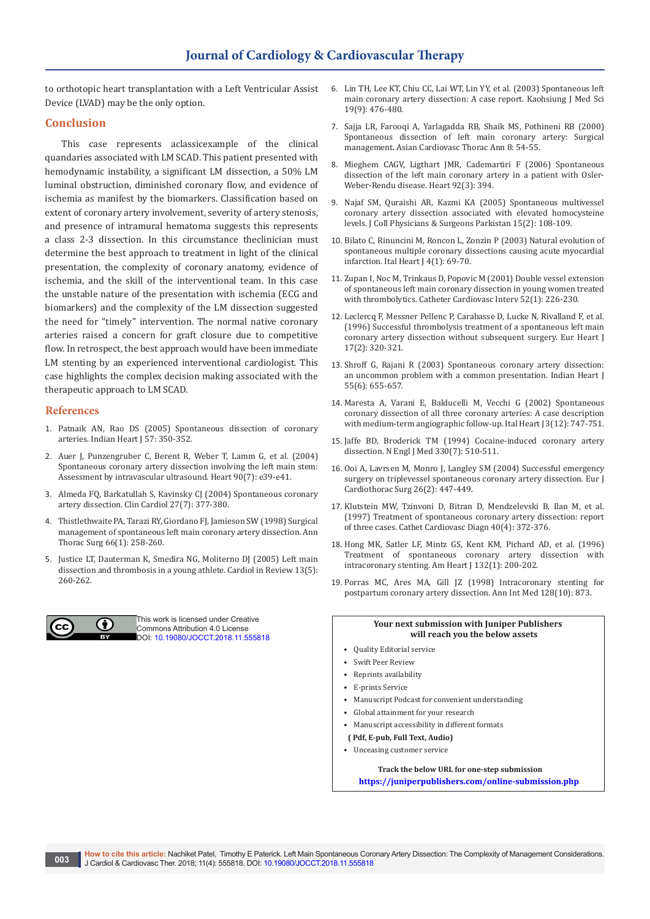to orthotopic heart transplantation with a Left Ventricular Assist Device (LVAD) may be the only option.

## Conclusion

This case represents aclassicexample of the clinical quandaries associated with LM SCAD. This patient presented with hemodynamic instability, a significant LM dissection, a 50% LM luminal obstruction, diminished coronary flow, and evidence of ischemia as manifest by the biomarkers. Classification based on extent of coronary artery involvement, severity of artery stenosis, and presence of intramural hematoma suggests this represents a class 2-3 dissection. In this circumstance theclinician must determine the best approach to treatment in light of the clinical presentation, the complexity of coronary anatomy, evidence of ischemia, and the skill of the interventional team. In this case the unstable nature of the presentation with ischemia (ECG and biomarkers) and the complexity of the LM dissection suggested the need for "timely" intervention. The normal native coronary arteries raised a concern for graft closure due to competitive flow. In retrospect, the best approach would have been immediate LM stenting by an experienced interventional cardiologist. This case highlights the complex decision making associated with the therapeutic approach to LM SCAD.

## References

1. Patnaik AN, Rao DS (2005) Spontaneous dissection of coronary arteries. Indian Heart J 57: 350-352.
2. Auer J, Punzengruber C, Berent R, Weber T, Lamm G, et al. (2004) Spontaneous coronary artery dissection involving the left main stem: Assessment by intravascular ultrasound. Heart 90(7): e39-e41.
3. Almeda FQ, Barkatullah S, Kavinsky CJ (2004) Spontaneous coronary artery dissection. Clin Cardiol 27(7): 377-380.
4. Thistlethwaite PA, Tarazi RY, Giordano FJ, Jamieson SW (1998) Surgical management of spontaneous left main coronary artery dissection. Ann Thorac Surg 66(1): 258-260.
5. Justice LT, Dauterman K, Smedira NG, Moliterno DJ (2005) Left main dissection and thrombosis in a young athlete. Cardiol in Review 13(5): 260-262.
6. Lin TH, Lee KT, Chiu CC, Lai WT, Lin YY, et al. (2003) Spontaneous left main coronary artery dissection: A case report. Kaohsiung J Med Sci 19(9): 476-480.
7. Sajja LR, Farooqi A, Yarlagadda RB, Shaik MS, Pothineni RB (2000) Spontaneous dissection of left main coronary artery: Surgical management. Asian Cardiovasc Thorac Ann 8: 54-55.
8. Mieghem CAGV, Ligthart JMR, Cademartiri F (2006) Spontaneous dissection of the left main coronary artery in a patient with Osler-Weber-Rendu disease. Heart 92(3): 394.
9. Najaf SM, Quraishi AR, Kazmi KA (2005) Spontaneous multivessel coronary artery dissection associated with elevated homocysteine levels. J Coll Physicians & Surgeons Parkistan 15(2): 108-109.
10. Bilato C, Rinuncini M, Roncon L, Zonzin P (2003) Natural evolution of spontaneous multiple coronary dissections causing acute myocardial infarction. Ital Heart J 4(1): 69-70.
11. Zupan I, Noc M, Trinkaus D, Popovic M (2001) Double vessel extension of spontaneous left main coronary dissection in young women treated with thrombolytics. Catheter Cardiovasc Interv 52(1): 226-230.
12. Leclercq F, Messner Pellenc P, Carabasse D, Lucke N, Rivalland F, et al. (1996) Successful thrombolysis treatment of a spontaneous left main coronary artery dissection without subsequent surgery. Eur Heart J 17(2): 320-321.
13. Shroff G, Rajani R (2003) Spontaneous coronary artery dissection: an uncommon problem with a common presentation. Indian Heart J 55(6): 655-657.
14. Maresta A, Varani E, Balducelli M, Vecchi G (2002) Spontaneous coronary dissection of all three coronary arteries: A case description with medium-term angiographic follow-up. Ital Heart J 3(12): 747-751.
15. Jaffe BD, Broderick TM (1994) Cocaine-induced coronary artery dissection. N Engl J Med 330(7): 510-511.
16. Ooi A, Lavrsen M, Monro J, Langley SM (2004) Successful emergency surgery on triplevessel spontaneous coronary artery dissection. Eur J Cardiothorac Surg 26(2): 447-449.
17. Klutstein MW, Tzinvoni D, Bitran D, Mendzelevski B, Ilan M, et al. (1997) Treatment of spontaneous coronary artery dissection: report of three cases. Cathet Cardiovasc Diagn 40(4): 372-376.
18. Hong MK, Satler LF, Mintz GS, Kent KM, Pichard AD, et al. (1996) Treatment of spontaneous coronary artery dissection with intracoronary stenting. Am Heart J 132(1): 200-202.
19. Porras MC, Ares MA, Gill JZ (1998) Intracoronary stenting for postpartum coronary artery dissection. Ann Int Med 128(10): 873.

This work is licensed under Creative Commons Attribution 4.0 License
DOI: 10.19080/JOCCT.2018.11.555818

**Your next submission with Juniper Publishers will reach you the below assets**

- Quality Editorial service
- Swift Peer Review
- Reprints availability
- E-prints Service
- Manuscript Podcast for convenient understanding
- Global attainment for your research
- Manuscript accessibility in different formats

**( Pdf, E-pub, Full Text, Audio)**

- Unceasing customer service

**Track the below URL for one-step submission**
**https://juniperpublishers.com/online-submission.php**

**How to cite this article:** Nachiket Patel, Timothy E Paterick. Left Main Spontaneous Coronary Artery Dissection: The Complexity of Management Considerations. J Cardiol & Cardiovasc Ther. 2018; 11(4): 555818. DOI: 10.19080/JOCCT.2018.11.555818